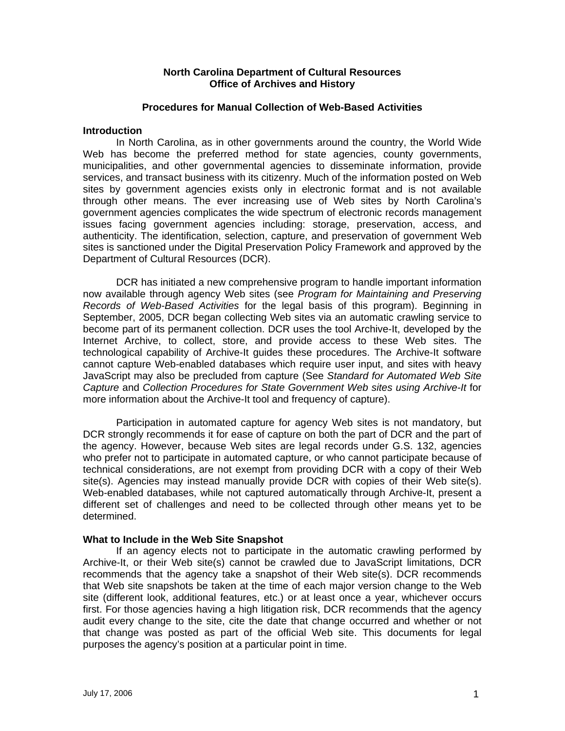**North Carolina Department of Cultural Resources**
**Office of Archives and History**

**Procedures for Manual Collection of Web-Based Activities**

**Introduction**

In North Carolina, as in other governments around the country, the World Wide Web has become the preferred method for state agencies, county governments, municipalities, and other governmental agencies to disseminate information, provide services, and transact business with its citizenry. Much of the information posted on Web sites by government agencies exists only in electronic format and is not available through other means. The ever increasing use of Web sites by North Carolina's government agencies complicates the wide spectrum of electronic records management issues facing government agencies including: storage, preservation, access, and authenticity. The identification, selection, capture, and preservation of government Web sites is sanctioned under the Digital Preservation Policy Framework and approved by the Department of Cultural Resources (DCR).

DCR has initiated a new comprehensive program to handle important information now available through agency Web sites (see *Program for Maintaining and Preserving Records of Web-Based Activities* for the legal basis of this program). Beginning in September, 2005, DCR began collecting Web sites via an automatic crawling service to become part of its permanent collection. DCR uses the tool Archive-It, developed by the Internet Archive, to collect, store, and provide access to these Web sites. The technological capability of Archive-It guides these procedures. The Archive-It software cannot capture Web-enabled databases which require user input, and sites with heavy JavaScript may also be precluded from capture (See *Standard for Automated Web Site Capture* and *Collection Procedures for State Government Web sites using Archive-It* for more information about the Archive-It tool and frequency of capture).

Participation in automated capture for agency Web sites is not mandatory, but DCR strongly recommends it for ease of capture on both the part of DCR and the part of the agency. However, because Web sites are legal records under G.S. 132, agencies who prefer not to participate in automated capture, or who cannot participate because of technical considerations, are not exempt from providing DCR with a copy of their Web site(s). Agencies may instead manually provide DCR with copies of their Web site(s). Web-enabled databases, while not captured automatically through Archive-It, present a different set of challenges and need to be collected through other means yet to be determined.

**What to Include in the Web Site Snapshot**

If an agency elects not to participate in the automatic crawling performed by Archive-It, or their Web site(s) cannot be crawled due to JavaScript limitations, DCR recommends that the agency take a snapshot of their Web site(s). DCR recommends that Web site snapshots be taken at the time of each major version change to the Web site (different look, additional features, etc.) or at least once a year, whichever occurs first. For those agencies having a high litigation risk, DCR recommends that the agency audit every change to the site, cite the date that change occurred and whether or not that change was posted as part of the official Web site. This documents for legal purposes the agency's position at a particular point in time.

July 17, 2006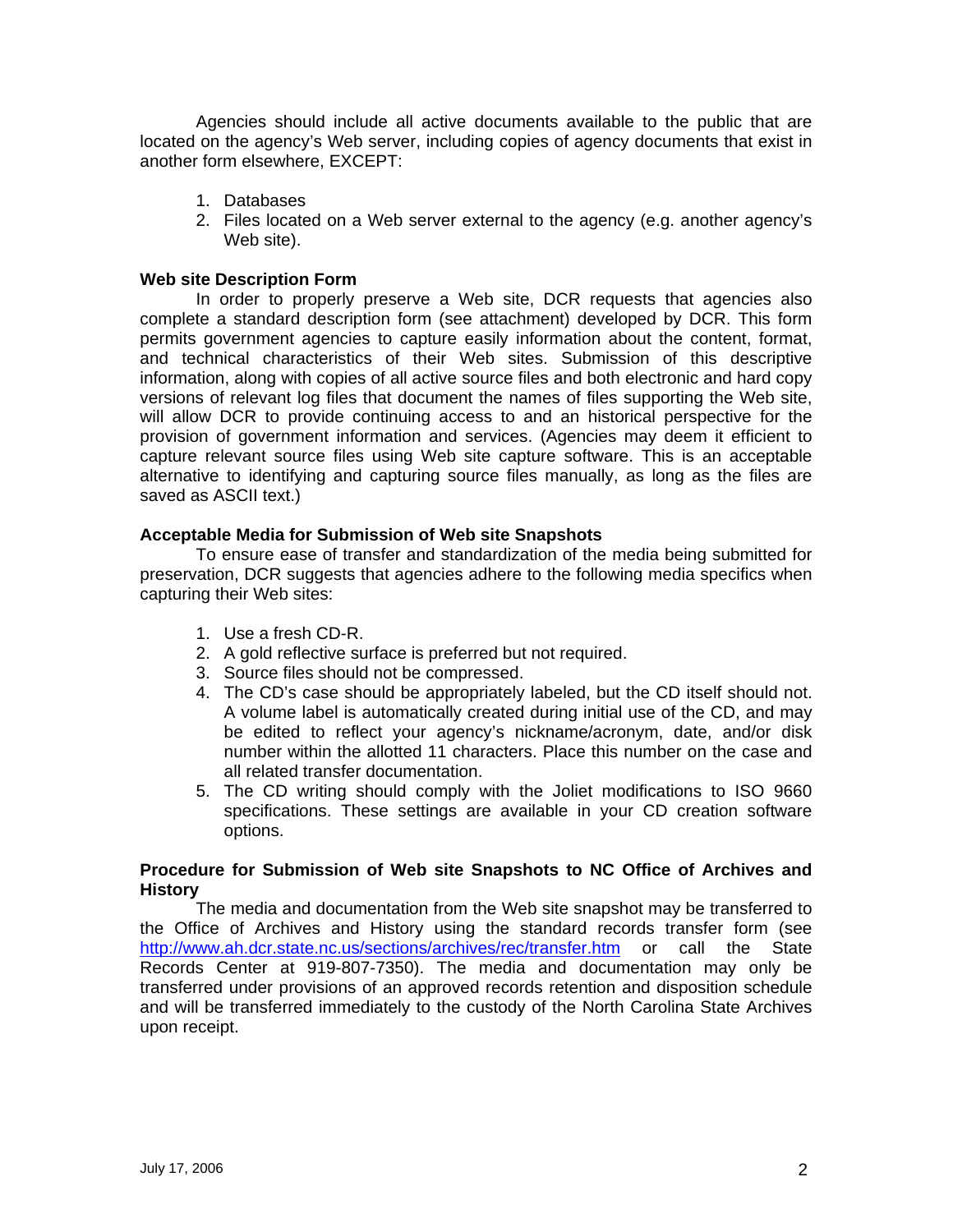Agencies should include all active documents available to the public that are located on the agency's Web server, including copies of agency documents that exist in another form elsewhere, EXCEPT:

1. Databases
2. Files located on a Web server external to the agency (e.g. another agency's Web site).

**Web site Description Form**

In order to properly preserve a Web site, DCR requests that agencies also complete a standard description form (see attachment) developed by DCR. This form permits government agencies to capture easily information about the content, format, and technical characteristics of their Web sites. Submission of this descriptive information, along with copies of all active source files and both electronic and hard copy versions of relevant log files that document the names of files supporting the Web site, will allow DCR to provide continuing access to and an historical perspective for the provision of government information and services. (Agencies may deem it efficient to capture relevant source files using Web site capture software. This is an acceptable alternative to identifying and capturing source files manually, as long as the files are saved as ASCII text.)

**Acceptable Media for Submission of Web site Snapshots**

To ensure ease of transfer and standardization of the media being submitted for preservation, DCR suggests that agencies adhere to the following media specifics when capturing their Web sites:

1. Use a fresh CD-R.
2. A gold reflective surface is preferred but not required.
3. Source files should not be compressed.
4. The CD's case should be appropriately labeled, but the CD itself should not. A volume label is automatically created during initial use of the CD, and may be edited to reflect your agency's nickname/acronym, date, and/or disk number within the allotted 11 characters. Place this number on the case and all related transfer documentation.
5. The CD writing should comply with the Joliet modifications to ISO 9660 specifications. These settings are available in your CD creation software options.

**Procedure for Submission of Web site Snapshots to NC Office of Archives and History**

The media and documentation from the Web site snapshot may be transferred to the Office of Archives and History using the standard records transfer form (see http://www.ah.dcr.state.nc.us/sections/archives/rec/transfer.htm or call the State Records Center at 919-807-7350). The media and documentation may only be transferred under provisions of an approved records retention and disposition schedule and will be transferred immediately to the custody of the North Carolina State Archives upon receipt.

July 17, 2006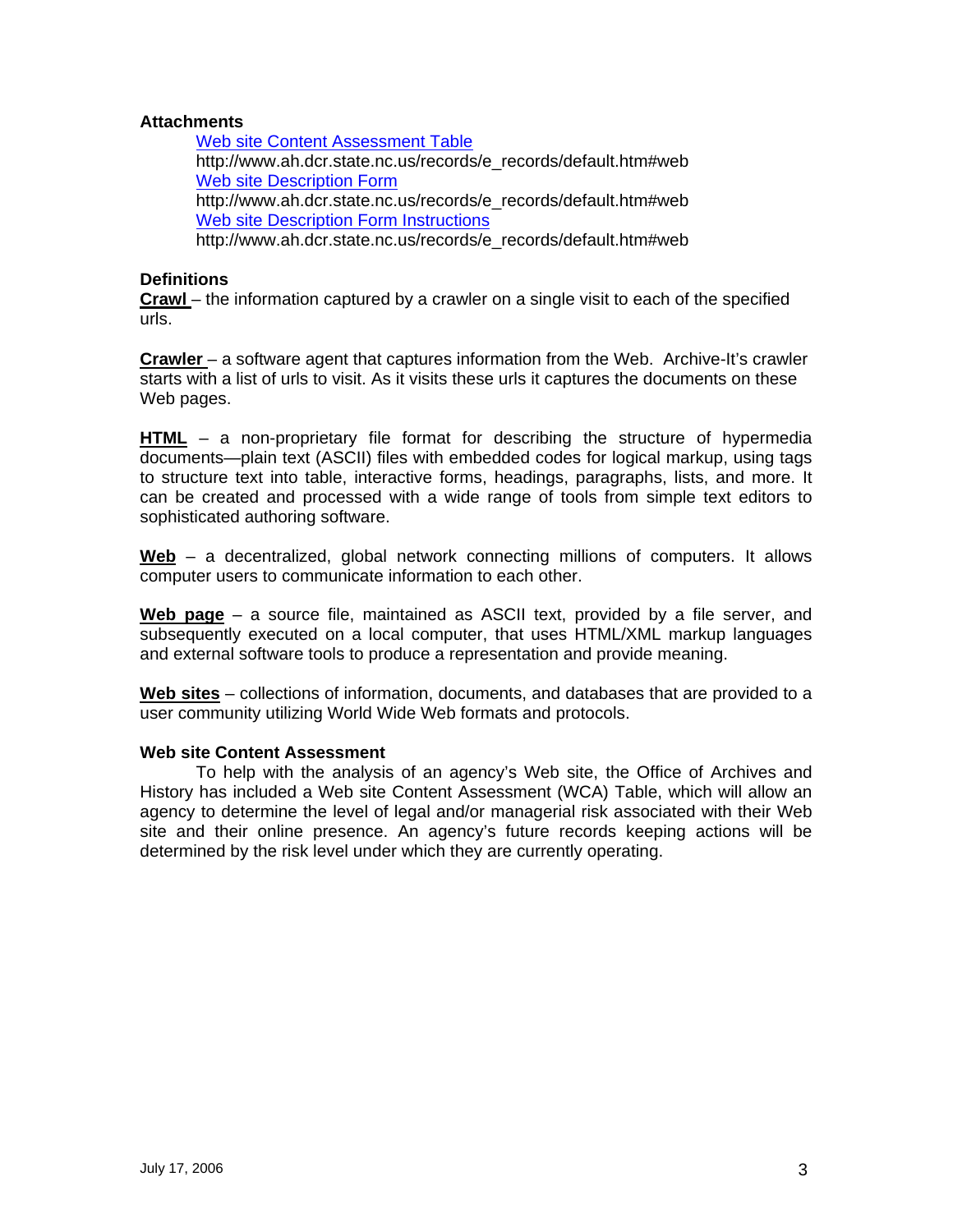### Attachments

[Web site Content Assessment Table](http://www.ah.dcr.state.nc.us/records/e_records/default.htm#web)
http://www.ah.dcr.state.nc.us/records/e_records/default.htm#web
[Web site Description Form](http://www.ah.dcr.state.nc.us/records/e_records/default.htm#web)
http://www.ah.dcr.state.nc.us/records/e_records/default.htm#web
[Web site Description Form Instructions](http://www.ah.dcr.state.nc.us/records/e_records/default.htm#web)
http://www.ah.dcr.state.nc.us/records/e_records/default.htm#web

### Definitions

**Crawl** – the information captured by a crawler on a single visit to each of the specified urls.

**Crawler** – a software agent that captures information from the Web. Archive-It's crawler starts with a list of urls to visit. As it visits these urls it captures the documents on these Web pages.

**HTML** – a non-proprietary file format for describing the structure of hypermedia documents—plain text (ASCII) files with embedded codes for logical markup, using tags to structure text into table, interactive forms, headings, paragraphs, lists, and more. It can be created and processed with a wide range of tools from simple text editors to sophisticated authoring software.

**Web** – a decentralized, global network connecting millions of computers. It allows computer users to communicate information to each other.

**Web page** – a source file, maintained as ASCII text, provided by a file server, and subsequently executed on a local computer, that uses HTML/XML markup languages and external software tools to produce a representation and provide meaning.

**Web sites** – collections of information, documents, and databases that are provided to a user community utilizing World Wide Web formats and protocols.

### Web site Content Assessment

To help with the analysis of an agency's Web site, the Office of Archives and History has included a Web site Content Assessment (WCA) Table, which will allow an agency to determine the level of legal and/or managerial risk associated with their Web site and their online presence. An agency's future records keeping actions will be determined by the risk level under which they are currently operating.